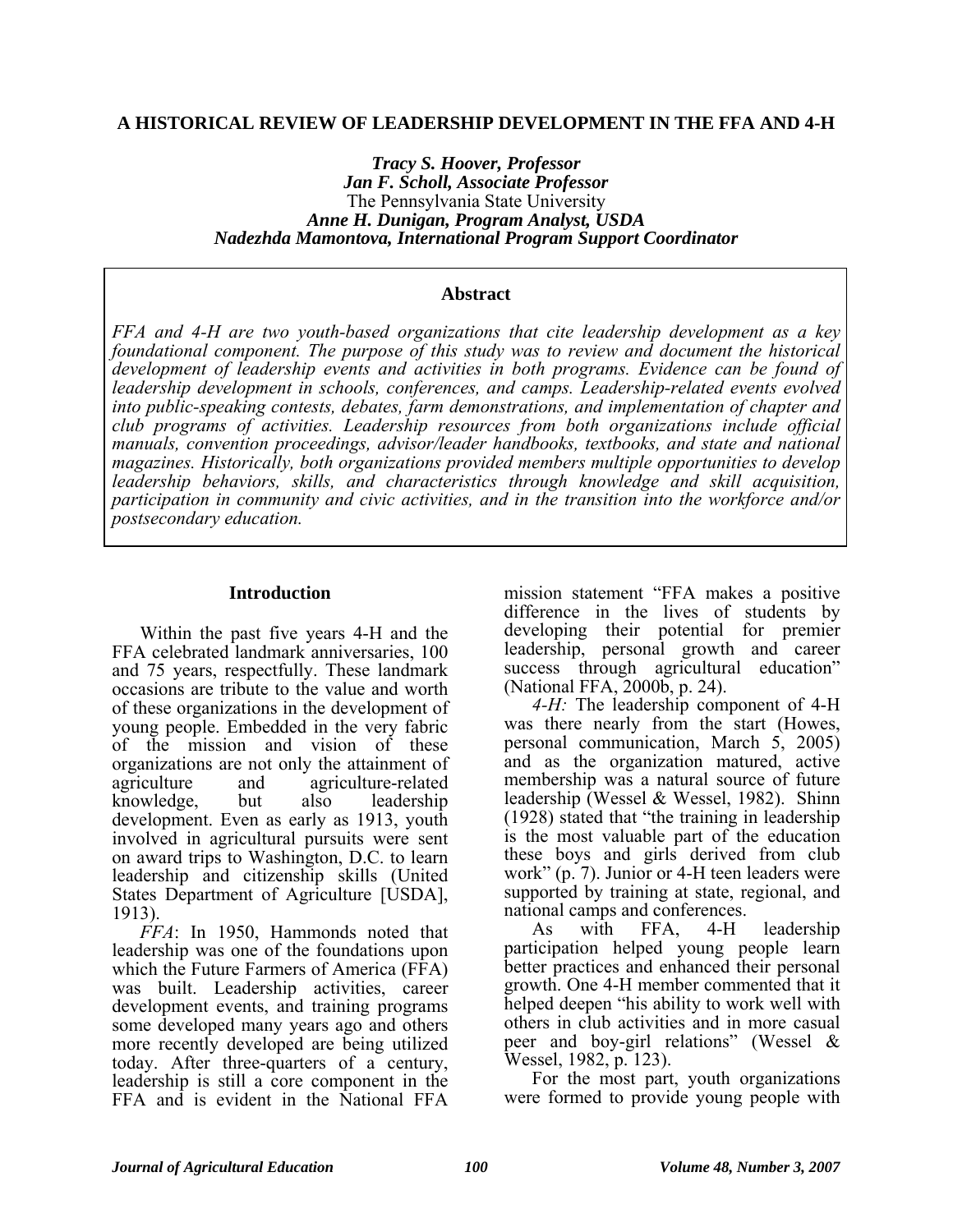# A HISTORICAL REVIEW OF LEADERSHIP DEVELOPMENT IN THE FFA AND 4-H

***Tracy S. Hoover, Professor***
***Jan F. Scholl, Associate Professor***
The Pennsylvania State University
***Anne H. Dunigan, Program Analyst, USDA***
***Nadezhda Mamontova, International Program Support Coordinator***

## Abstract

*FFA and 4-H are two youth-based organizations that cite leadership development as a key foundational component. The purpose of this study was to review and document the historical development of leadership events and activities in both programs. Evidence can be found of leadership development in schools, conferences, and camps. Leadership-related events evolved into public-speaking contests, debates, farm demonstrations, and implementation of chapter and club programs of activities. Leadership resources from both organizations include official manuals, convention proceedings, advisor/leader handbooks, textbooks, and state and national magazines. Historically, both organizations provided members multiple opportunities to develop leadership behaviors, skills, and characteristics through knowledge and skill acquisition, participation in community and civic activities, and in the transition into the workforce and/or postsecondary education.*

## Introduction

Within the past five years 4-H and the FFA celebrated landmark anniversaries, 100 and 75 years, respectfully. These landmark occasions are tribute to the value and worth of these organizations in the development of young people. Embedded in the very fabric of the mission and vision of these organizations are not only the attainment of agriculture and agriculture-related knowledge, but also leadership development. Even as early as 1913, youth involved in agricultural pursuits were sent on award trips to Washington, D.C. to learn leadership and citizenship skills (United States Department of Agriculture [USDA], 1913).

*FFA*: In 1950, Hammonds noted that leadership was one of the foundations upon which the Future Farmers of America (FFA) was built. Leadership activities, career development events, and training programs some developed many years ago and others more recently developed are being utilized today. After three-quarters of a century, leadership is still a core component in the FFA and is evident in the National FFA mission statement "FFA makes a positive difference in the lives of students by developing their potential for premier leadership, personal growth and career success through agricultural education" (National FFA, 2000b, p. 24).

*4-H:* The leadership component of 4-H was there nearly from the start (Howes, personal communication, March 5, 2005) and as the organization matured, active membership was a natural source of future leadership (Wessel & Wessel, 1982). Shinn (1928) stated that "the training in leadership is the most valuable part of the education these boys and girls derived from club work" (p. 7). Junior or 4-H teen leaders were supported by training at state, regional, and national camps and conferences.

As with FFA, 4-H leadership participation helped young people learn better practices and enhanced their personal growth. One 4-H member commented that it helped deepen "his ability to work well with others in club activities and in more casual peer and boy-girl relations" (Wessel & Wessel, 1982, p. 123).

For the most part, youth organizations were formed to provide young people with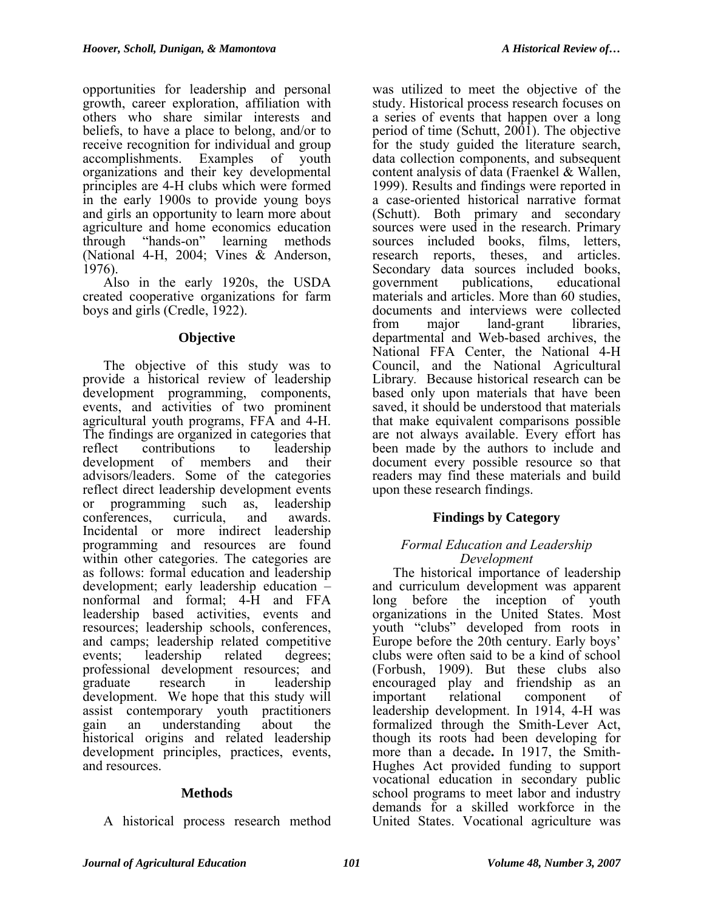opportunities for leadership and personal growth, career exploration, affiliation with others who share similar interests and beliefs, to have a place to belong, and/or to receive recognition for individual and group accomplishments. Examples of youth organizations and their key developmental principles are 4-H clubs which were formed in the early 1900s to provide young boys and girls an opportunity to learn more about agriculture and home economics education through "hands-on" learning methods (National 4-H, 2004; Vines & Anderson, 1976).

Also in the early 1920s, the USDA created cooperative organizations for farm boys and girls (Credle, 1922).

## Objective

The objective of this study was to provide a historical review of leadership development programming, components, events, and activities of two prominent agricultural youth programs, FFA and 4-H. The findings are organized in categories that reflect contributions to leadership development of members and their advisors/leaders. Some of the categories reflect direct leadership development events or programming such as, leadership conferences, curricula, and awards. Incidental or more indirect leadership programming and resources are found within other categories. The categories are as follows: formal education and leadership development; early leadership education – nonformal and formal; 4-H and FFA leadership based activities, events and resources; leadership schools, conferences, and camps; leadership related competitive events; leadership related degrees; professional development resources; and graduate research in leadership development. We hope that this study will assist contemporary youth practitioners gain an understanding about the historical origins and related leadership development principles, practices, events, and resources.

## Methods

A historical process research method was utilized to meet the objective of the study. Historical process research focuses on a series of events that happen over a long period of time (Schutt, 2001). The objective for the study guided the literature search, data collection components, and subsequent content analysis of data (Fraenkel & Wallen, 1999). Results and findings were reported in a case-oriented historical narrative format (Schutt). Both primary and secondary sources were used in the research. Primary sources included books, films, letters, research reports, theses, and articles. Secondary data sources included books, government publications, educational materials and articles. More than 60 studies, documents and interviews were collected from major land-grant libraries, departmental and Web-based archives, the National FFA Center, the National 4-H Council, and the National Agricultural Library. Because historical research can be based only upon materials that have been saved, it should be understood that materials that make equivalent comparisons possible are not always available. Every effort has been made by the authors to include and document every possible resource so that readers may find these materials and build upon these research findings.

## Findings by Category

### *Formal Education and Leadership Development*

The historical importance of leadership and curriculum development was apparent long before the inception of youth organizations in the United States. Most youth "clubs" developed from roots in Europe before the 20th century. Early boys' clubs were often said to be a kind of school (Forbush, 1909). But these clubs also encouraged play and friendship as an important relational component of leadership development. In 1914, 4-H was formalized through the Smith-Lever Act, though its roots had been developing for more than a decade**.** In 1917, the Smith-Hughes Act provided funding to support vocational education in secondary public school programs to meet labor and industry demands for a skilled workforce in the United States. Vocational agriculture was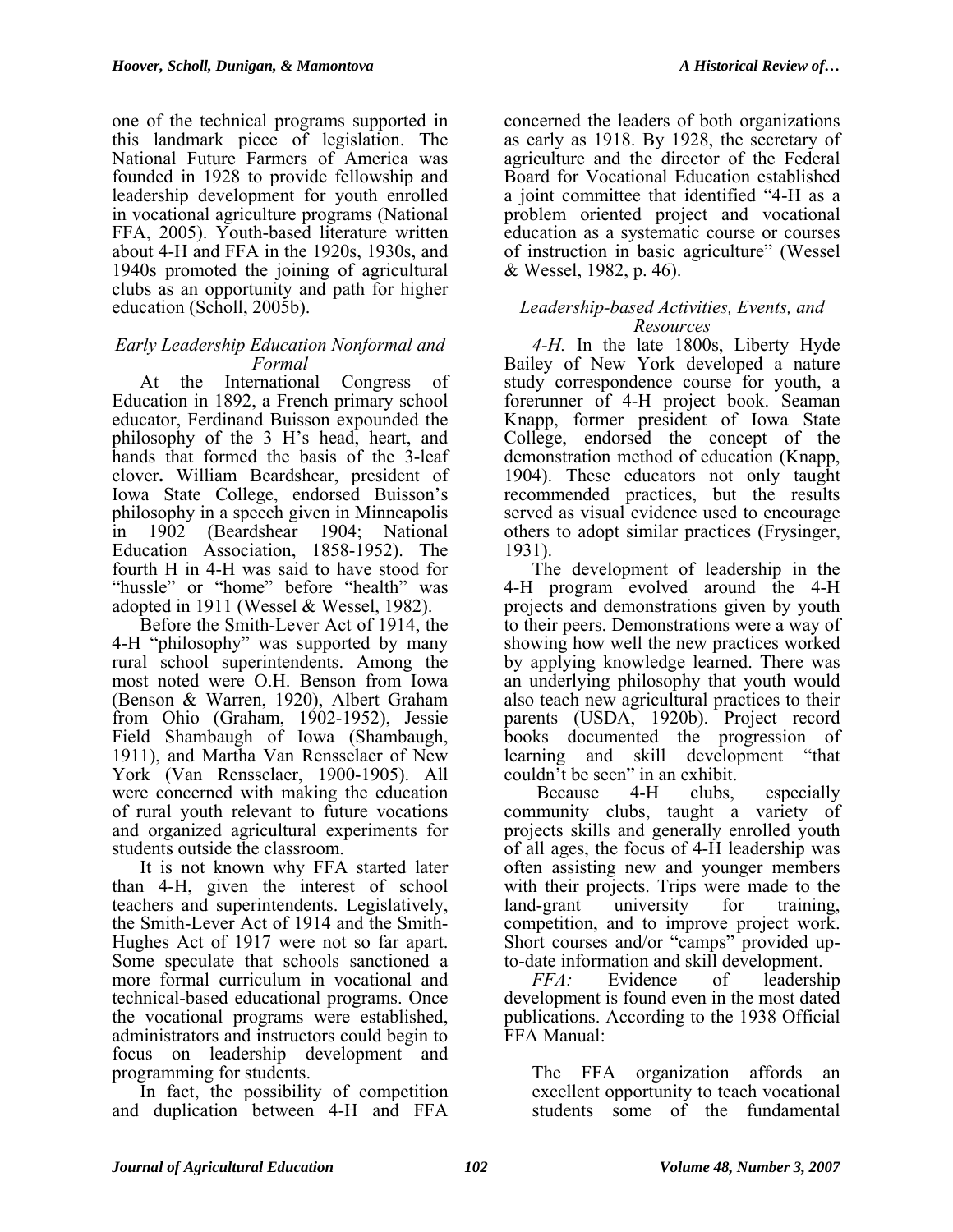one of the technical programs supported in this landmark piece of legislation. The National Future Farmers of America was founded in 1928 to provide fellowship and leadership development for youth enrolled in vocational agriculture programs (National FFA, 2005). Youth-based literature written about 4-H and FFA in the 1920s, 1930s, and 1940s promoted the joining of agricultural clubs as an opportunity and path for higher education (Scholl, 2005b).

### *Early Leadership Education Nonformal and Formal*

At the International Congress of Education in 1892, a French primary school educator, Ferdinand Buisson expounded the philosophy of the 3 H's head, heart, and hands that formed the basis of the 3-leaf clover**.** William Beardshear, president of Iowa State College, endorsed Buisson's philosophy in a speech given in Minneapolis in 1902 (Beardshear 1904; National Education Association, 1858-1952). The fourth H in 4-H was said to have stood for "hussle" or "home" before "health" was adopted in 1911 (Wessel & Wessel, 1982).

Before the Smith-Lever Act of 1914, the 4-H "philosophy" was supported by many rural school superintendents. Among the most noted were O.H. Benson from Iowa (Benson & Warren, 1920), Albert Graham from Ohio (Graham, 1902-1952), Jessie Field Shambaugh of Iowa (Shambaugh, 1911), and Martha Van Rensselaer of New York (Van Rensselaer, 1900-1905). All were concerned with making the education of rural youth relevant to future vocations and organized agricultural experiments for students outside the classroom.

It is not known why FFA started later than 4-H, given the interest of school teachers and superintendents. Legislatively, the Smith-Lever Act of 1914 and the Smith-Hughes Act of 1917 were not so far apart. Some speculate that schools sanctioned a more formal curriculum in vocational and technical-based educational programs. Once the vocational programs were established, administrators and instructors could begin to focus on leadership development and programming for students.

In fact, the possibility of competition and duplication between 4-H and FFA concerned the leaders of both organizations as early as 1918. By 1928, the secretary of agriculture and the director of the Federal Board for Vocational Education established a joint committee that identified "4-H as a problem oriented project and vocational education as a systematic course or courses of instruction in basic agriculture" (Wessel & Wessel, 1982, p. 46).

### *Leadership-based Activities, Events, and Resources*

*4-H.* In the late 1800s, Liberty Hyde Bailey of New York developed a nature study correspondence course for youth, a forerunner of 4-H project book. Seaman Knapp, former president of Iowa State College, endorsed the concept of the demonstration method of education (Knapp, 1904). These educators not only taught recommended practices, but the results served as visual evidence used to encourage others to adopt similar practices (Frysinger, 1931).

The development of leadership in the 4-H program evolved around the 4-H projects and demonstrations given by youth to their peers. Demonstrations were a way of showing how well the new practices worked by applying knowledge learned. There was an underlying philosophy that youth would also teach new agricultural practices to their parents (USDA, 1920b). Project record books documented the progression of learning and skill development "that couldn't be seen" in an exhibit.

Because 4-H clubs, especially community clubs, taught a variety of projects skills and generally enrolled youth of all ages, the focus of 4-H leadership was often assisting new and younger members with their projects. Trips were made to the land-grant university for training, competition, and to improve project work. Short courses and/or "camps" provided up-to-date information and skill development.

*FFA:* Evidence of leadership development is found even in the most dated publications. According to the 1938 Official FFA Manual:

> The FFA organization affords an excellent opportunity to teach vocational students some of the fundamental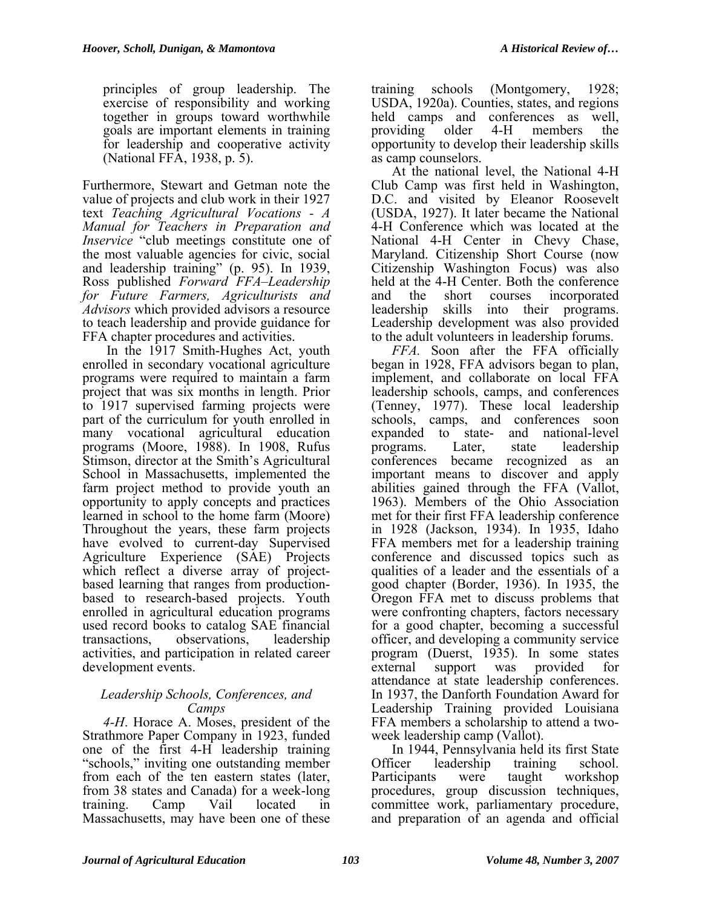principles of group leadership. The exercise of responsibility and working together in groups toward worthwhile goals are important elements in training for leadership and cooperative activity (National FFA, 1938, p. 5).

Furthermore, Stewart and Getman note the value of projects and club work in their 1927 text *Teaching Agricultural Vocations - A Manual for Teachers in Preparation and Inservice* "club meetings constitute one of the most valuable agencies for civic, social and leadership training" (p. 95). In 1939, Ross published *Forward FFA–Leadership for Future Farmers, Agriculturists and Advisors* which provided advisors a resource to teach leadership and provide guidance for FFA chapter procedures and activities.

In the 1917 Smith-Hughes Act, youth enrolled in secondary vocational agriculture programs were required to maintain a farm project that was six months in length. Prior to 1917 supervised farming projects were part of the curriculum for youth enrolled in many vocational agricultural education programs (Moore, 1988). In 1908, Rufus Stimson, director at the Smith's Agricultural School in Massachusetts, implemented the farm project method to provide youth an opportunity to apply concepts and practices learned in school to the home farm (Moore) Throughout the years, these farm projects have evolved to current-day Supervised Agriculture Experience (SAE) Projects which reflect a diverse array of project-based learning that ranges from production-based to research-based projects. Youth enrolled in agricultural education programs used record books to catalog SAE financial transactions, observations, leadership activities, and participation in related career development events.

### *Leadership Schools, Conferences, and Camps*

*4-H*. Horace A. Moses, president of the Strathmore Paper Company in 1923, funded one of the first 4-H leadership training "schools," inviting one outstanding member from each of the ten eastern states (later, from 38 states and Canada) for a week-long training. Camp Vail located in Massachusetts, may have been one of these training schools (Montgomery, 1928; USDA, 1920a). Counties, states, and regions held camps and conferences as well, providing older 4-H members the opportunity to develop their leadership skills as camp counselors.

At the national level, the National 4-H Club Camp was first held in Washington, D.C. and visited by Eleanor Roosevelt (USDA, 1927). It later became the National 4-H Conference which was located at the National 4-H Center in Chevy Chase, Maryland. Citizenship Short Course (now Citizenship Washington Focus) was also held at the 4-H Center. Both the conference and the short courses incorporated leadership skills into their programs. Leadership development was also provided to the adult volunteers in leadership forums.

*FFA*. Soon after the FFA officially began in 1928, FFA advisors began to plan, implement, and collaborate on local FFA leadership schools, camps, and conferences (Tenney, 1977). These local leadership schools, camps, and conferences soon expanded to state- and national-level programs. Later, state leadership conferences became recognized as an important means to discover and apply abilities gained through the FFA (Vallot, 1963). Members of the Ohio Association met for their first FFA leadership conference in 1928 (Jackson, 1934). In 1935, Idaho FFA members met for a leadership training conference and discussed topics such as qualities of a leader and the essentials of a good chapter (Border, 1936). In 1935, the Oregon FFA met to discuss problems that were confronting chapters, factors necessary for a good chapter, becoming a successful officer, and developing a community service program (Duerst, 1935). In some states external support was provided for attendance at state leadership conferences. In 1937, the Danforth Foundation Award for Leadership Training provided Louisiana FFA members a scholarship to attend a two-week leadership camp (Vallot).

In 1944, Pennsylvania held its first State Officer leadership training school. Participants were taught workshop procedures, group discussion techniques, committee work, parliamentary procedure, and preparation of an agenda and official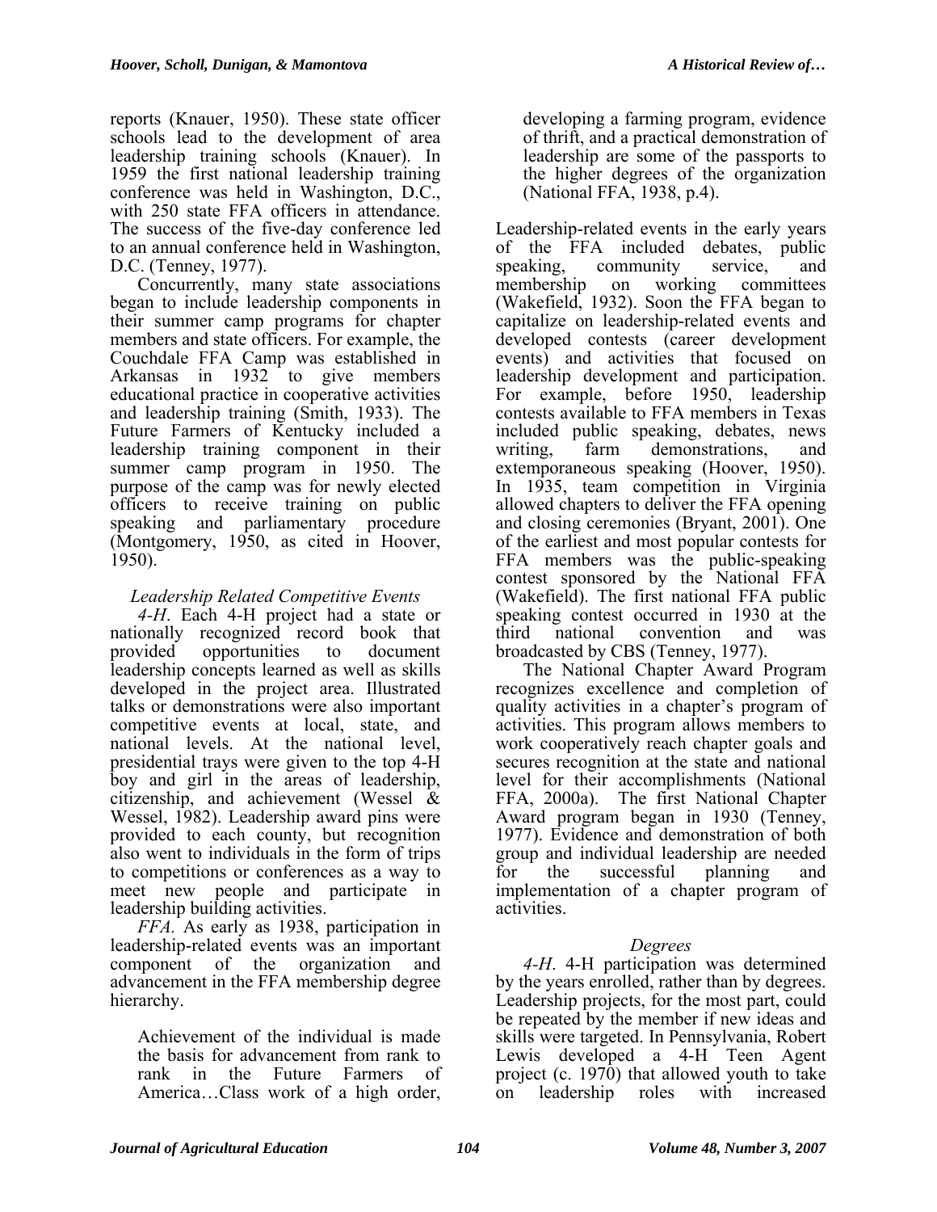reports (Knauer, 1950). These state officer schools lead to the development of area leadership training schools (Knauer). In 1959 the first national leadership training conference was held in Washington, D.C., with 250 state FFA officers in attendance. The success of the five-day conference led to an annual conference held in Washington, D.C. (Tenney, 1977).

Concurrently, many state associations began to include leadership components in their summer camp programs for chapter members and state officers. For example, the Couchdale FFA Camp was established in Arkansas in 1932 to give members educational practice in cooperative activities and leadership training (Smith, 1933). The Future Farmers of Kentucky included a leadership training component in their summer camp program in 1950. The purpose of the camp was for newly elected officers to receive training on public speaking and parliamentary procedure (Montgomery, 1950, as cited in Hoover, 1950).

### *Leadership Related Competitive Events*

*4-H*. Each 4-H project had a state or nationally recognized record book that provided opportunities to document leadership concepts learned as well as skills developed in the project area. Illustrated talks or demonstrations were also important competitive events at local, state, and national levels. At the national level, presidential trays were given to the top 4-H boy and girl in the areas of leadership, citizenship, and achievement (Wessel & Wessel, 1982). Leadership award pins were provided to each county, but recognition also went to individuals in the form of trips to competitions or conferences as a way to meet new people and participate in leadership building activities.

*FFA.* As early as 1938, participation in leadership-related events was an important component of the organization and advancement in the FFA membership degree hierarchy.

> Achievement of the individual is made the basis for advancement from rank to rank in the Future Farmers of America…Class work of a high order, developing a farming program, evidence of thrift, and a practical demonstration of leadership are some of the passports to the higher degrees of the organization (National FFA, 1938, p.4).

Leadership-related events in the early years of the FFA included debates, public speaking, community service, and membership on working committees (Wakefield, 1932). Soon the FFA began to capitalize on leadership-related events and developed contests (career development events) and activities that focused on leadership development and participation. For example, before 1950, leadership contests available to FFA members in Texas included public speaking, debates, news writing, farm demonstrations, and extemporaneous speaking (Hoover, 1950). In 1935, team competition in Virginia allowed chapters to deliver the FFA opening and closing ceremonies (Bryant, 2001). One of the earliest and most popular contests for FFA members was the public-speaking contest sponsored by the National FFA (Wakefield). The first national FFA public speaking contest occurred in 1930 at the third national convention and was broadcasted by CBS (Tenney, 1977).

The National Chapter Award Program recognizes excellence and completion of quality activities in a chapter's program of activities. This program allows members to work cooperatively reach chapter goals and secures recognition at the state and national level for their accomplishments (National FFA, 2000a). The first National Chapter Award program began in 1930 (Tenney, 1977). Evidence and demonstration of both group and individual leadership are needed for the successful planning and implementation of a chapter program of activities.

### *Degrees*

*4-H*. 4-H participation was determined by the years enrolled, rather than by degrees. Leadership projects, for the most part, could be repeated by the member if new ideas and skills were targeted. In Pennsylvania, Robert Lewis developed a 4-H Teen Agent project (c. 1970) that allowed youth to take on leadership roles with increased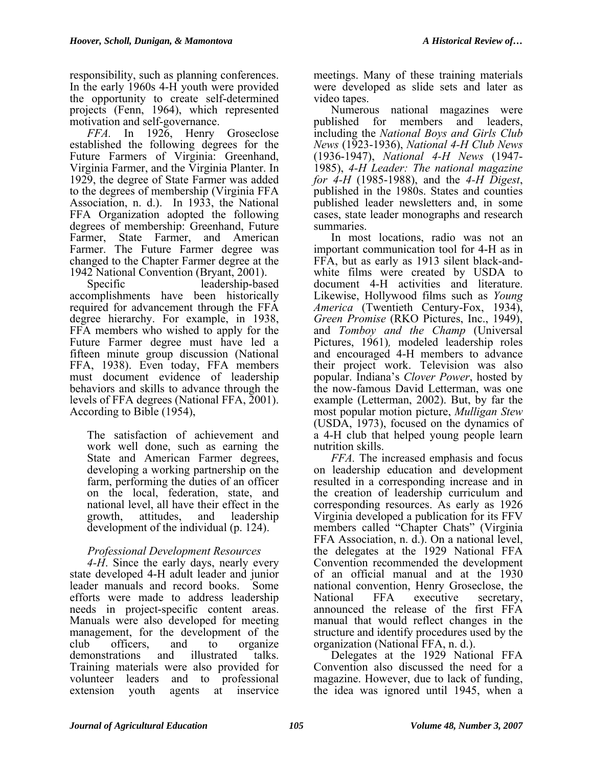responsibility, such as planning conferences. In the early 1960s 4-H youth were provided the opportunity to create self-determined projects (Fenn, 1964), which represented motivation and self-governance.

*FFA.* In 1926, Henry Groseclose established the following degrees for the Future Farmers of Virginia: Greenhand, Virginia Farmer, and the Virginia Planter. In 1929, the degree of State Farmer was added to the degrees of membership (Virginia FFA Association, n. d.). In 1933, the National FFA Organization adopted the following degrees of membership: Greenhand, Future Farmer, State Farmer, and American Farmer. The Future Farmer degree was changed to the Chapter Farmer degree at the 1942 National Convention (Bryant, 2001).

Specific leadership-based accomplishments have been historically required for advancement through the FFA degree hierarchy. For example, in 1938, FFA members who wished to apply for the Future Farmer degree must have led a fifteen minute group discussion (National FFA, 1938). Even today, FFA members must document evidence of leadership behaviors and skills to advance through the levels of FFA degrees (National FFA, 2001). According to Bible (1954),

> The satisfaction of achievement and work well done, such as earning the State and American Farmer degrees, developing a working partnership on the farm, performing the duties of an officer on the local, federation, state, and national level, all have their effect in the growth, attitudes, and leadership development of the individual (p. 124).

### *Professional Development Resources*

*4-H*. Since the early days, nearly every state developed 4-H adult leader and junior leader manuals and record books. Some efforts were made to address leadership needs in project-specific content areas. Manuals were also developed for meeting management, for the development of the club officers, and to organize demonstrations and illustrated talks. Training materials were also provided for volunteer leaders and to professional extension youth agents at inservice meetings. Many of these training materials were developed as slide sets and later as video tapes.

Numerous national magazines were published for members and leaders, including the *National Boys and Girls Club News* (1923-1936), *National 4-H Club News* (1936-1947), *National 4-H News* (1947-1985), *4-H Leader: The national magazine for 4-H* (1985-1988), and the *4-H Digest*, published in the 1980s. States and counties published leader newsletters and, in some cases, state leader monographs and research summaries.

In most locations, radio was not an important communication tool for 4-H as in FFA, but as early as 1913 silent black-and-white films were created by USDA to document 4-H activities and literature. Likewise, Hollywood films such as *Young America* (Twentieth Century-Fox, 1934), *Green Promise* (RKO Pictures, Inc., 1949), and *Tomboy and the Champ* (Universal Pictures, 1961)*,* modeled leadership roles and encouraged 4-H members to advance their project work. Television was also popular. Indiana's *Clover Power*, hosted by the now-famous David Letterman, was one example (Letterman, 2002). But, by far the most popular motion picture, *Mulligan Stew* (USDA, 1973), focused on the dynamics of a 4-H club that helped young people learn nutrition skills.

*FFA.* The increased emphasis and focus on leadership education and development resulted in a corresponding increase and in the creation of leadership curriculum and corresponding resources. As early as 1926 Virginia developed a publication for its FFV members called "Chapter Chats" (Virginia FFA Association, n. d.). On a national level, the delegates at the 1929 National FFA Convention recommended the development of an official manual and at the 1930 national convention, Henry Groseclose, the National FFA executive secretary, announced the release of the first FFA manual that would reflect changes in the structure and identify procedures used by the organization (National FFA, n. d.).

Delegates at the 1929 National FFA Convention also discussed the need for a magazine. However, due to lack of funding, the idea was ignored until 1945, when a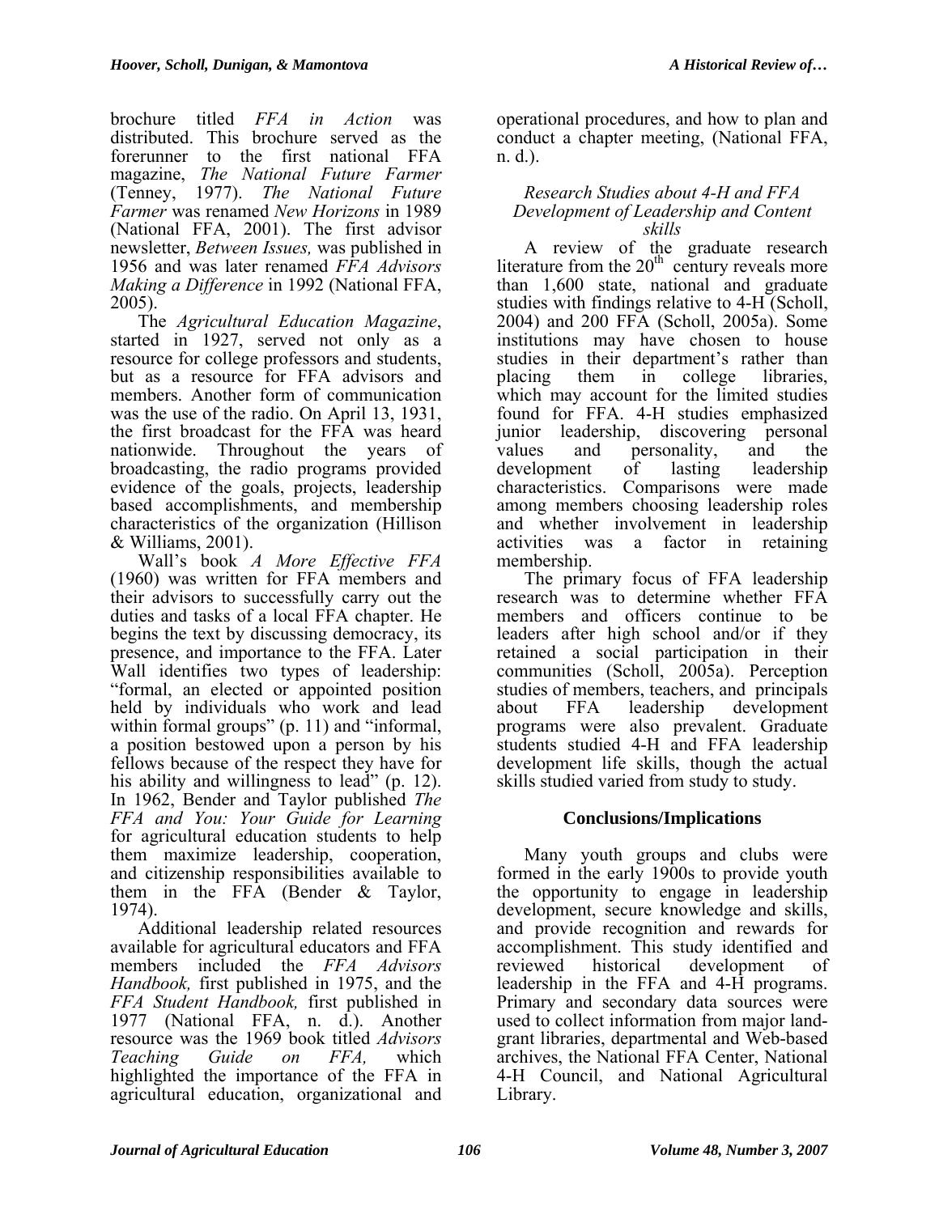brochure titled *FFA in Action* was distributed. This brochure served as the forerunner to the first national FFA magazine, *The National Future Farmer* (Tenney, 1977). *The National Future Farmer* was renamed *New Horizons* in 1989 (National FFA, 2001). The first advisor newsletter, *Between Issues,* was published in 1956 and was later renamed *FFA Advisors Making a Difference* in 1992 (National FFA, 2005).

The *Agricultural Education Magazine*, started in 1927, served not only as a resource for college professors and students, but as a resource for FFA advisors and members. Another form of communication was the use of the radio. On April 13, 1931, the first broadcast for the FFA was heard nationwide. Throughout the years of broadcasting, the radio programs provided evidence of the goals, projects, leadership based accomplishments, and membership characteristics of the organization (Hillison & Williams, 2001).

Wall's book *A More Effective FFA* (1960) was written for FFA members and their advisors to successfully carry out the duties and tasks of a local FFA chapter. He begins the text by discussing democracy, its presence, and importance to the FFA. Later Wall identifies two types of leadership: "formal, an elected or appointed position held by individuals who work and lead within formal groups" (p. 11) and "informal, a position bestowed upon a person by his fellows because of the respect they have for his ability and willingness to lead" (p. 12). In 1962, Bender and Taylor published *The FFA and You: Your Guide for Learning* for agricultural education students to help them maximize leadership, cooperation, and citizenship responsibilities available to them in the FFA (Bender & Taylor, 1974).

Additional leadership related resources available for agricultural educators and FFA members included the *FFA Advisors Handbook,* first published in 1975, and the *FFA Student Handbook,* first published in 1977 (National FFA, n. d.). Another resource was the 1969 book titled *Advisors Teaching Guide on FFA,* which highlighted the importance of the FFA in agricultural education, organizational and operational procedures, and how to plan and conduct a chapter meeting, (National FFA, n. d.).

### *Research Studies about 4-H and FFA Development of Leadership and Content skills*

A review of the graduate research literature from the 20th century reveals more than 1,600 state, national and graduate studies with findings relative to 4-H (Scholl, 2004) and 200 FFA (Scholl, 2005a). Some institutions may have chosen to house studies in their department's rather than placing them in college libraries, which may account for the limited studies found for FFA. 4-H studies emphasized junior leadership, discovering personal values and personality, and the development of lasting leadership characteristics. Comparisons were made among members choosing leadership roles and whether involvement in leadership activities was a factor in retaining membership.

The primary focus of FFA leadership research was to determine whether FFA members and officers continue to be leaders after high school and/or if they retained a social participation in their communities (Scholl, 2005a). Perception studies of members, teachers, and principals about FFA leadership development programs were also prevalent. Graduate students studied 4-H and FFA leadership development life skills, though the actual skills studied varied from study to study.

## Conclusions/Implications

Many youth groups and clubs were formed in the early 1900s to provide youth the opportunity to engage in leadership development, secure knowledge and skills, and provide recognition and rewards for accomplishment. This study identified and reviewed historical development of leadership in the FFA and 4-H programs. Primary and secondary data sources were used to collect information from major land-grant libraries, departmental and Web-based archives, the National FFA Center, National 4-H Council, and National Agricultural Library.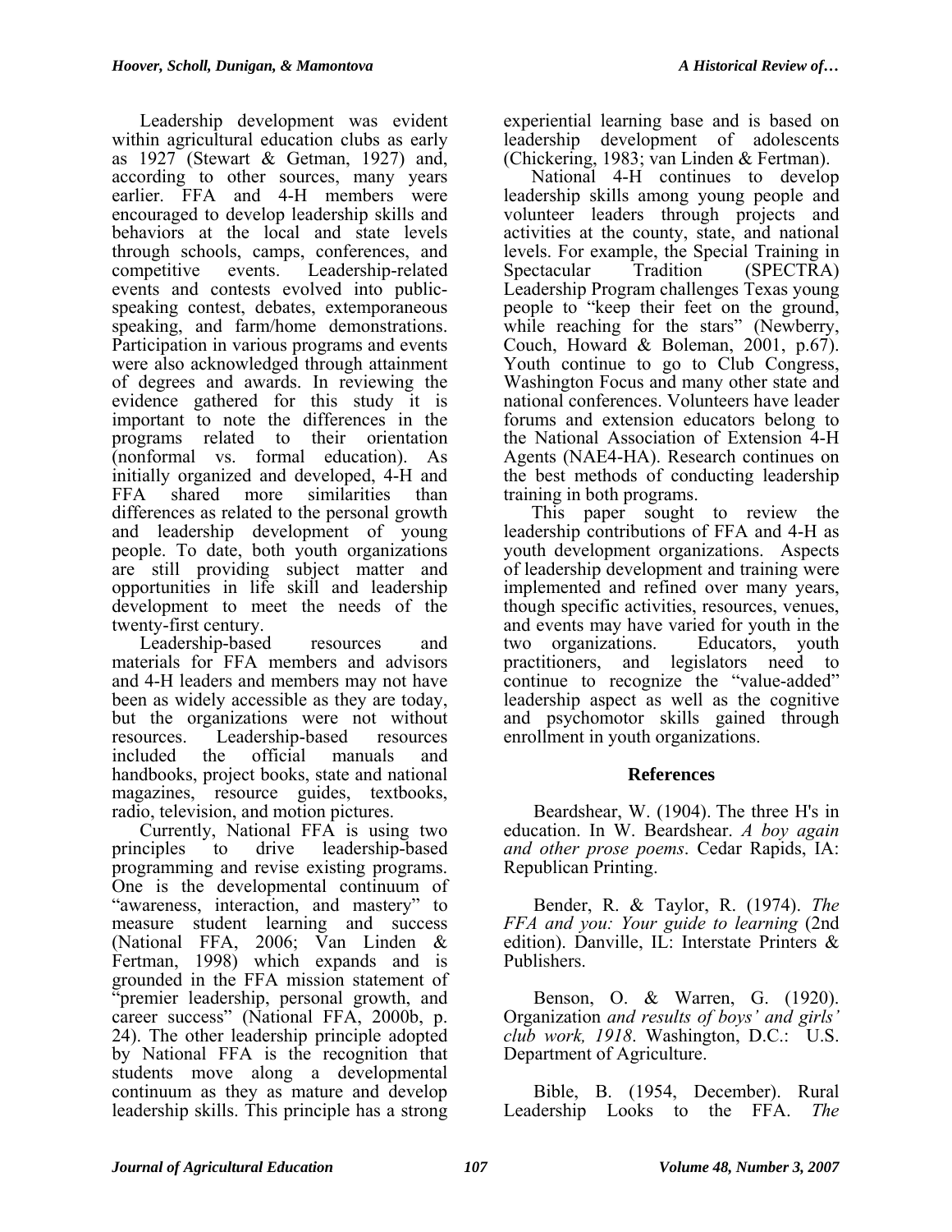Leadership development was evident within agricultural education clubs as early as 1927 (Stewart & Getman, 1927) and, according to other sources, many years earlier. FFA and 4-H members were encouraged to develop leadership skills and behaviors at the local and state levels through schools, camps, conferences, and competitive events. Leadership-related events and contests evolved into public-speaking contest, debates, extemporaneous speaking, and farm/home demonstrations. Participation in various programs and events were also acknowledged through attainment of degrees and awards. In reviewing the evidence gathered for this study it is important to note the differences in the programs related to their orientation (nonformal vs. formal education). As initially organized and developed, 4-H and FFA shared more similarities than differences as related to the personal growth and leadership development of young people. To date, both youth organizations are still providing subject matter and opportunities in life skill and leadership development to meet the needs of the twenty-first century.

Leadership-based resources and materials for FFA members and advisors and 4-H leaders and members may not have been as widely accessible as they are today, but the organizations were not without resources. Leadership-based resources included the official manuals and handbooks, project books, state and national magazines, resource guides, textbooks, radio, television, and motion pictures.

Currently, National FFA is using two principles to drive leadership-based programming and revise existing programs. One is the developmental continuum of "awareness, interaction, and mastery" to measure student learning and success (National FFA, 2006; Van Linden & Fertman, 1998) which expands and is grounded in the FFA mission statement of "premier leadership, personal growth, and career success" (National FFA, 2000b, p. 24). The other leadership principle adopted by National FFA is the recognition that students move along a developmental continuum as they as mature and develop leadership skills. This principle has a strong experiential learning base and is based on leadership development of adolescents (Chickering, 1983; van Linden & Fertman).

National 4-H continues to develop leadership skills among young people and volunteer leaders through projects and activities at the county, state, and national levels. For example, the Special Training in Spectacular Tradition (SPECTRA) Leadership Program challenges Texas young people to "keep their feet on the ground, while reaching for the stars" (Newberry, Couch, Howard & Boleman, 2001, p.67). Youth continue to go to Club Congress, Washington Focus and many other state and national conferences. Volunteers have leader forums and extension educators belong to the National Association of Extension 4-H Agents (NAE4-HA). Research continues on the best methods of conducting leadership training in both programs.

This paper sought to review the leadership contributions of FFA and 4-H as youth development organizations. Aspects of leadership development and training were implemented and refined over many years, though specific activities, resources, venues, and events may have varied for youth in the two organizations. Educators, youth practitioners, and legislators need to continue to recognize the "value-added" leadership aspect as well as the cognitive and psychomotor skills gained through enrollment in youth organizations.

## References

Beardshear, W. (1904). The three H's in education. In W. Beardshear. *A boy again and other prose poems*. Cedar Rapids, IA: Republican Printing.

Bender, R. & Taylor, R. (1974). *The FFA and you: Your guide to learning* (2nd edition). Danville, IL: Interstate Printers & Publishers.

Benson, O. & Warren, G. (1920). Organization *and results of boys' and girls' club work, 1918*. Washington, D.C.: U.S. Department of Agriculture.

Bible, B. (1954, December). Rural Leadership Looks to the FFA. *The*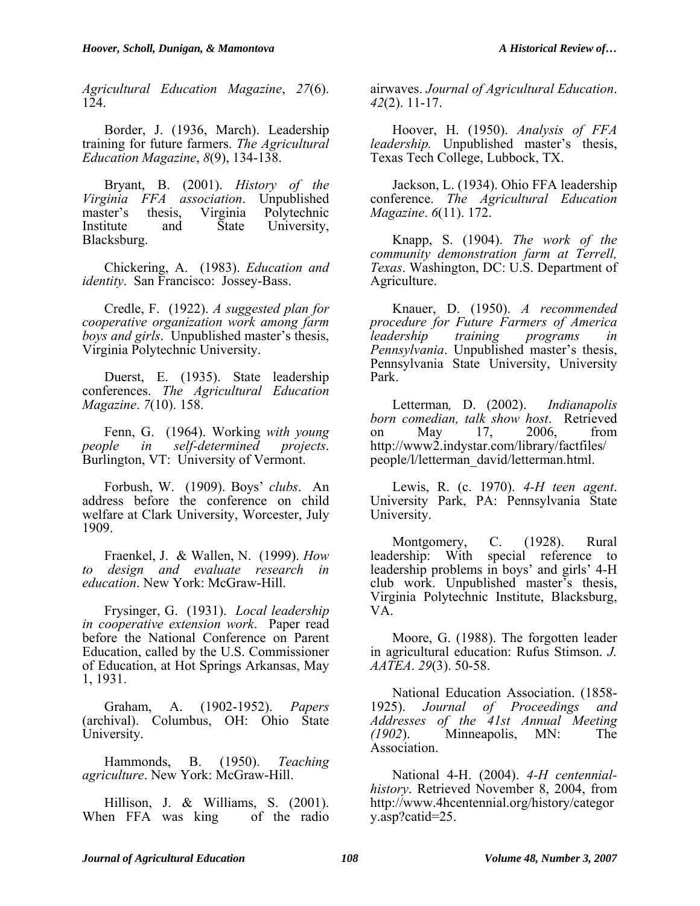*Agricultural Education Magazine*, *27*(6). 124.

Border, J. (1936, March). Leadership training for future farmers. *The Agricultural Education Magazine*, *8*(9), 134-138.

Bryant, B. (2001). *History of the Virginia FFA association*. Unpublished master's thesis, Virginia Polytechnic Institute and State University, Blacksburg.

Chickering, A. (1983). *Education and identity*. San Francisco: Jossey-Bass.

Credle, F. (1922). *A suggested plan for cooperative organization work among farm boys and girls*. Unpublished master's thesis, Virginia Polytechnic University.

Duerst, E. (1935). State leadership conferences. *The Agricultural Education Magazine*. *7*(10). 158.

Fenn, G. (1964). Working *with young people in self-determined projects*. Burlington, VT: University of Vermont.

Forbush, W. (1909). Boys' *clubs*. An address before the conference on child welfare at Clark University, Worcester, July 1909.

Fraenkel, J. & Wallen, N. (1999). *How to design and evaluate research in education*. New York: McGraw-Hill.

Frysinger, G. (1931). *Local leadership in cooperative extension work*. Paper read before the National Conference on Parent Education, called by the U.S. Commissioner of Education, at Hot Springs Arkansas, May 1, 1931.

Graham, A. (1902-1952). *Papers* (archival). Columbus, OH: Ohio State University.

Hammonds, B. (1950). *Teaching agriculture*. New York: McGraw-Hill.

Hillison, J. & Williams, S. (2001). When FFA was king of the radio airwaves. *Journal of Agricultural Education*. *42*(2). 11-17.

Hoover, H. (1950). *Analysis of FFA leadership.* Unpublished master's thesis, Texas Tech College, Lubbock, TX.

Jackson, L. (1934). Ohio FFA leadership conference. *The Agricultural Education Magazine*. *6*(11). 172.

Knapp, S. (1904). *The work of the community demonstration farm at Terrell, Texas*. Washington, DC: U.S. Department of Agriculture.

Knauer, D. (1950). *A recommended procedure for Future Farmers of America leadership training programs in Pennsylvania*. Unpublished master's thesis, Pennsylvania State University, University Park.

Letterman*,* D. (2002). *Indianapolis born comedian, talk show host*. Retrieved on May 17, 2006, from http://www2.indystar.com/library/factfiles/people/l/letterman_david/letterman.html.

Lewis, R. (c. 1970). *4-H teen agent*. University Park, PA: Pennsylvania State University.

Montgomery, C. (1928). Rural leadership: With special reference to leadership problems in boys' and girls' 4-H club work. Unpublished master's thesis, Virginia Polytechnic Institute, Blacksburg, VA.

Moore, G. (1988). The forgotten leader in agricultural education: Rufus Stimson. *J. AATEA*. *29*(3). 50-58.

National Education Association. (1858-1925). *Journal of Proceedings and Addresses of the 41st Annual Meeting (1902*). Minneapolis, MN: The Association.

National 4-H. (2004). *4-H centennial-history*. Retrieved November 8, 2004, from http://www.4hcentennial.org/history/category.asp?catid=25.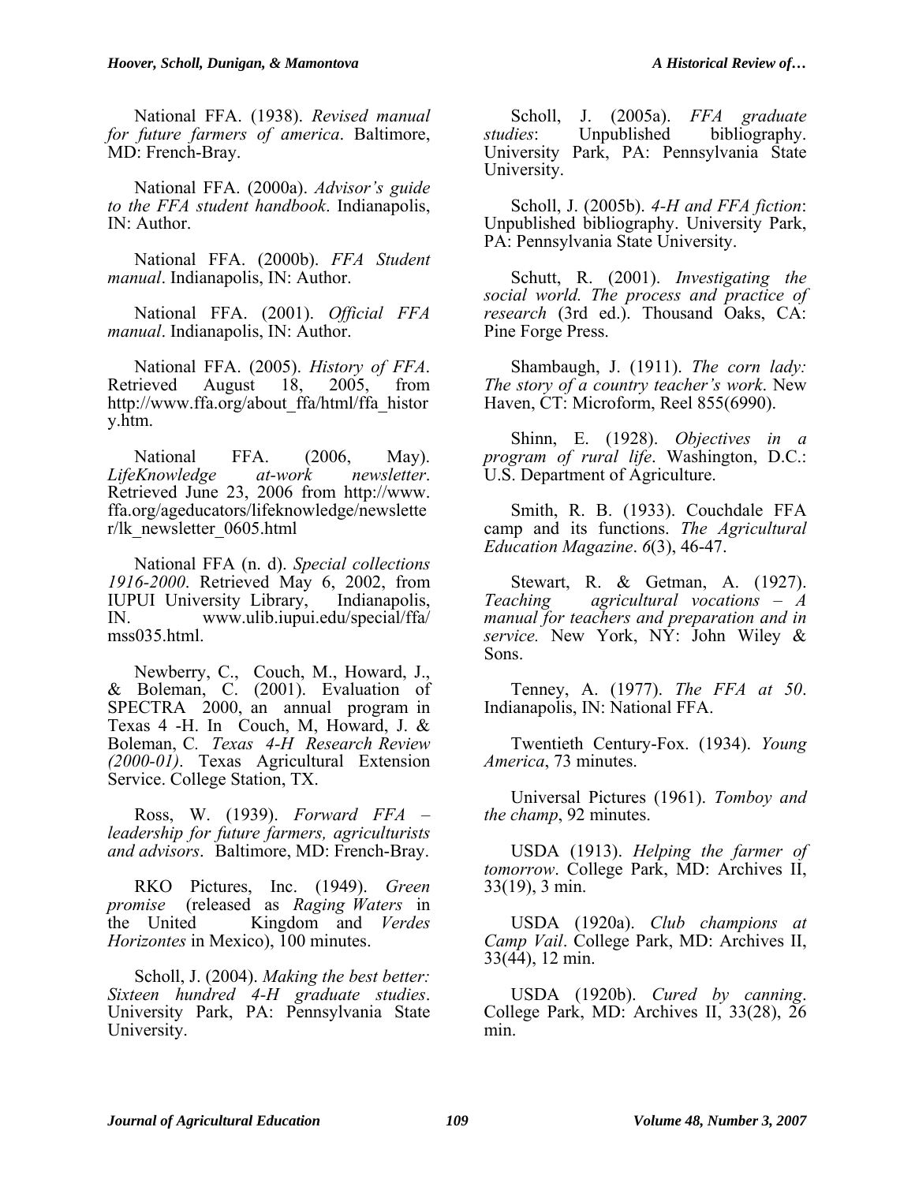National FFA. (1938). *Revised manual for future farmers of america*. Baltimore, MD: French-Bray.

National FFA. (2000a). *Advisor's guide to the FFA student handbook*. Indianapolis, IN: Author.

National FFA. (2000b). *FFA Student manual*. Indianapolis, IN: Author.

National FFA. (2001). *Official FFA manual*. Indianapolis, IN: Author.

National FFA. (2005). *History of FFA*. Retrieved August 18, 2005, from http://www.ffa.org/about_ffa/html/ffa_history.htm.

National FFA. (2006, May). *LifeKnowledge at-work newsletter*. Retrieved June 23, 2006 from http://www.ffa.org/ageducators/lifeknowledge/newsletter/lk_newsletter_0605.html

National FFA (n. d). *Special collections 1916-2000*. Retrieved May 6, 2002, from IUPUI University Library, Indianapolis, IN. www.ulib.iupui.edu/special/ffa/mss035.html.

Newberry, C., Couch, M., Howard, J., & Boleman, C. (2001). Evaluation of SPECTRA 2000, an annual program in Texas 4 -H. In Couch, M, Howard, J. & Boleman, C. *Texas 4-H Research Review (2000-01)*. Texas Agricultural Extension Service. College Station, TX.

Ross, W. (1939). *Forward FFA – leadership for future farmers, agriculturists and advisors*. Baltimore, MD: French-Bray.

RKO Pictures, Inc. (1949). *Green promise* (released as *Raging Waters* in the United Kingdom and *Verdes Horizontes* in Mexico), 100 minutes.

Scholl, J. (2004). *Making the best better: Sixteen hundred 4-H graduate studies*. University Park, PA: Pennsylvania State University.

Scholl, J. (2005a). *FFA graduate studies*: Unpublished bibliography. University Park, PA: Pennsylvania State University.

Scholl, J. (2005b). *4-H and FFA fiction*: Unpublished bibliography. University Park, PA: Pennsylvania State University.

Schutt, R. (2001). *Investigating the social world. The process and practice of research* (3rd ed.). Thousand Oaks, CA: Pine Forge Press.

Shambaugh, J. (1911). *The corn lady: The story of a country teacher's work*. New Haven, CT: Microform, Reel 855(6990).

Shinn, E. (1928). *Objectives in a program of rural life*. Washington, D.C.: U.S. Department of Agriculture.

Smith, R. B. (1933). Couchdale FFA camp and its functions. *The Agricultural Education Magazine*. *6*(3), 46-47.

Stewart, R. & Getman, A. (1927). *Teaching agricultural vocations – A manual for teachers and preparation and in service.* New York, NY: John Wiley & Sons.

Tenney, A. (1977). *The FFA at 50*. Indianapolis, IN: National FFA.

Twentieth Century-Fox. (1934). *Young America*, 73 minutes.

Universal Pictures (1961). *Tomboy and the champ*, 92 minutes.

USDA (1913). *Helping the farmer of tomorrow*. College Park, MD: Archives II, 33(19), 3 min.

USDA (1920a). *Club champions at Camp Vail*. College Park, MD: Archives II, 33(44), 12 min.

USDA (1920b). *Cured by canning*. College Park, MD: Archives II, 33(28), 26 min.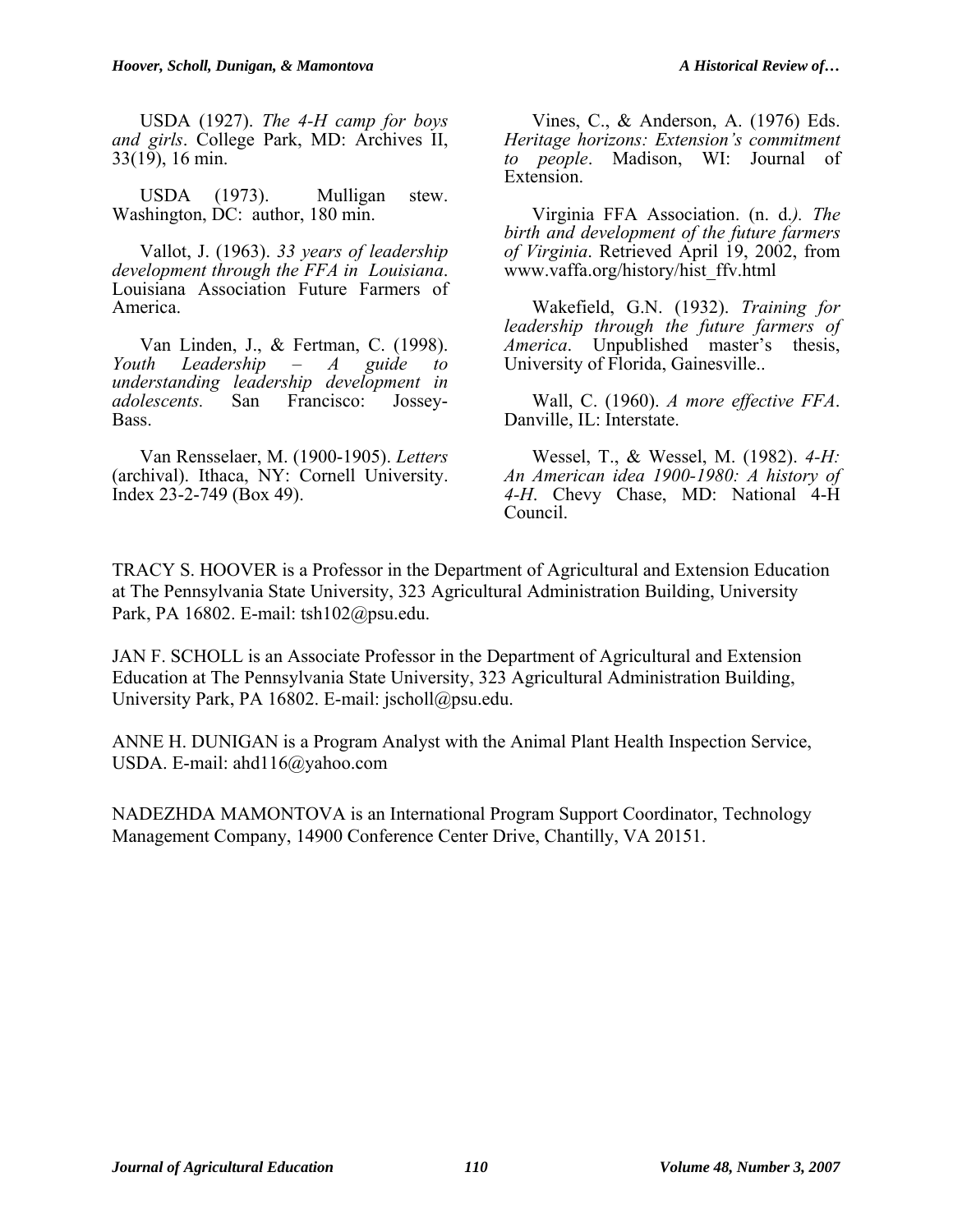USDA (1927). *The 4-H camp for boys and girls*. College Park, MD: Archives II, 33(19), 16 min.

USDA (1973). Mulligan stew. Washington, DC: author, 180 min.

Vallot, J. (1963). *33 years of leadership development through the FFA in Louisiana*. Louisiana Association Future Farmers of America.

Van Linden, J., & Fertman, C. (1998). *Youth Leadership – A guide to understanding leadership development in adolescents.* San Francisco: Jossey-Bass.

Van Rensselaer, M. (1900-1905). *Letters* (archival). Ithaca, NY: Cornell University. Index 23-2-749 (Box 49).

Vines, C., & Anderson, A. (1976) Eds. *Heritage horizons: Extension's commitment to people*. Madison, WI: Journal of Extension.

Virginia FFA Association. (n. d.). *The birth and development of the future farmers of Virginia*. Retrieved April 19, 2002, from www.vaffa.org/history/hist_ffv.html

Wakefield, G.N. (1932). *Training for leadership through the future farmers of America*. Unpublished master's thesis, University of Florida, Gainesville..

Wall, C. (1960). *A more effective FFA*. Danville, IL: Interstate.

Wessel, T., & Wessel, M. (1982). *4-H: An American idea 1900-1980: A history of 4-H*. Chevy Chase, MD: National 4-H Council.

TRACY S. HOOVER is a Professor in the Department of Agricultural and Extension Education at The Pennsylvania State University, 323 Agricultural Administration Building, University Park, PA 16802. E-mail: tsh102@psu.edu.

JAN F. SCHOLL is an Associate Professor in the Department of Agricultural and Extension Education at The Pennsylvania State University, 323 Agricultural Administration Building, University Park, PA 16802. E-mail: jscholl@psu.edu.

ANNE H. DUNIGAN is a Program Analyst with the Animal Plant Health Inspection Service, USDA. E-mail: ahd116@yahoo.com

NADEZHDA MAMONTOVA is an International Program Support Coordinator, Technology Management Company, 14900 Conference Center Drive, Chantilly, VA 20151.